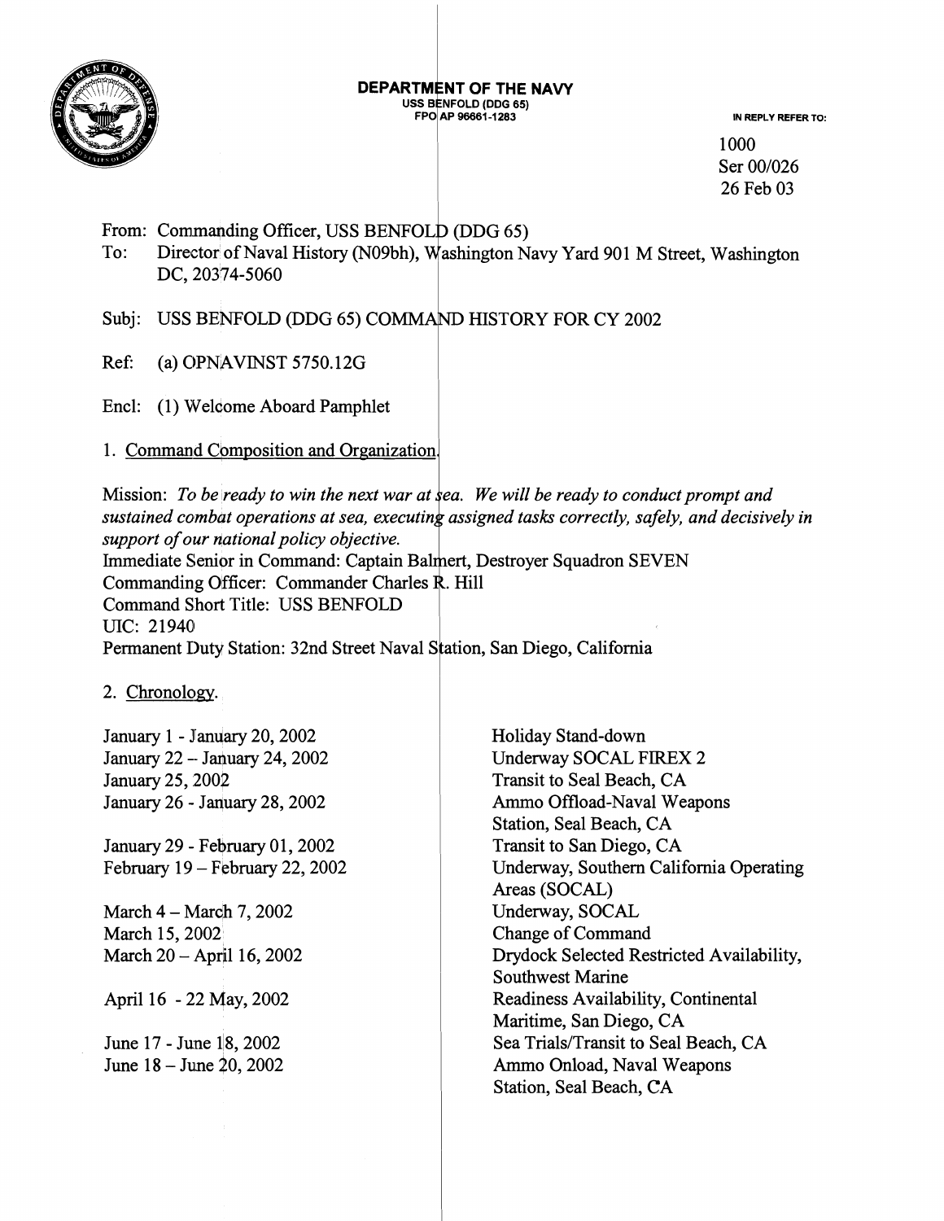**DEPARTMENT OF THE NAVY**
USS BENFOLD (DDG 65)
FPO AP 96661-1283

IN REPLY REFER TO:

1000
Ser 00/026
26 Feb 03

From: Commanding Officer, USS BENFOLD (DDG 65)
To: Director of Naval History (N09bh), Washington Navy Yard 901 M Street, Washington DC, 20374-5060

Subj: USS BENFOLD (DDG 65) COMMAND HISTORY FOR CY 2002

Ref: (a) OPNAVINST 5750.12G

Encl: (1) Welcome Aboard Pamphlet

1. Command Composition and Organization.

Mission: *To be ready to win the next war at sea. We will be ready to conduct prompt and sustained combat operations at sea, executing assigned tasks correctly, safely, and decisively in support of our national policy objective.*
Immediate Senior in Command: Captain Balmert, Destroyer Squadron SEVEN
Commanding Officer: Commander Charles R. Hill
Command Short Title: USS BENFOLD
UIC: 21940
Permanent Duty Station: 32nd Street Naval Station, San Diego, California

2. Chronology.

| | |
|---|---|
| January 1 - January 20, 2002 | Holiday Stand-down |
| January 22 – January 24, 2002 | Underway SOCAL FIREX 2 |
| January 25, 2002 | Transit to Seal Beach, CA |
| January 26 - January 28, 2002 | Ammo Offload-Naval Weapons Station, Seal Beach, CA |
| January 29 - February 01, 2002 | Transit to San Diego, CA |
| February 19 – February 22, 2002 | Underway, Southern California Operating Areas (SOCAL) |
| March 4 – March 7, 2002 | Underway, SOCAL |
| March 15, 2002 | Change of Command |
| March 20 – April 16, 2002 | Drydock Selected Restricted Availability, Southwest Marine |
| April 16 - 22 May, 2002 | Readiness Availability, Continental Maritime, San Diego, CA |
| June 17 - June 18, 2002 | Sea Trials/Transit to Seal Beach, CA |
| June 18 – June 20, 2002 | Ammo Onload, Naval Weapons Station, Seal Beach, CA |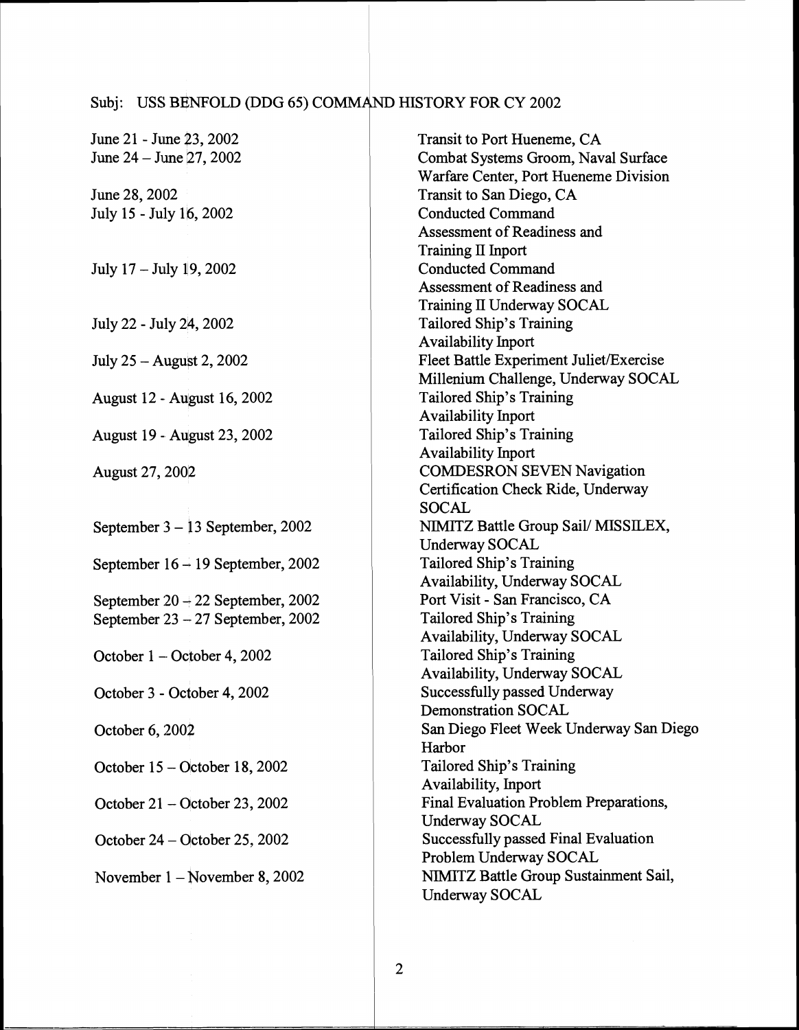Subj: USS BENFOLD (DDG 65) COMMAND HISTORY FOR CY 2002

| | |
|---|---|
| June 21 - June 23, 2002 | Transit to Port Hueneme, CA |
| June 24 – June 27, 2002 | Combat Systems Groom, Naval Surface Warfare Center, Port Hueneme Division |
| June 28, 2002 | Transit to San Diego, CA |
| July 15 - July 16, 2002 | Conducted Command Assessment of Readiness and Training II Inport |
| July 17 – July 19, 2002 | Conducted Command Assessment of Readiness and Training II Underway SOCAL |
| July 22 - July 24, 2002 | Tailored Ship's Training Availability Inport |
| July 25 – August 2, 2002 | Fleet Battle Experiment Juliet/Exercise Millenium Challenge, Underway SOCAL |
| August 12 - August 16, 2002 | Tailored Ship's Training Availability Inport |
| August 19 - August 23, 2002 | Tailored Ship's Training Availability Inport |
| August 27, 2002 | COMDESRON SEVEN Navigation Certification Check Ride, Underway SOCAL |
| September 3 – 13 September, 2002 | NIMITZ Battle Group Sail/ MISSILEX, Underway SOCAL |
| September 16 – 19 September, 2002 | Tailored Ship's Training Availability, Underway SOCAL |
| September 20 – 22 September, 2002 | Port Visit - San Francisco, CA |
| September 23 – 27 September, 2002 | Tailored Ship's Training Availability, Underway SOCAL |
| October 1 – October 4, 2002 | Tailored Ship's Training Availability, Underway SOCAL |
| October 3 - October 4, 2002 | Successfully passed Underway Demonstration SOCAL |
| October 6, 2002 | San Diego Fleet Week Underway San Diego Harbor |
| October 15 – October 18, 2002 | Tailored Ship's Training Availability, Inport |
| October 21 – October 23, 2002 | Final Evaluation Problem Preparations, Underway SOCAL |
| October 24 – October 25, 2002 | Successfully passed Final Evaluation Problem Underway SOCAL |
| November 1 – November 8, 2002 | NIMITZ Battle Group Sustainment Sail, Underway SOCAL |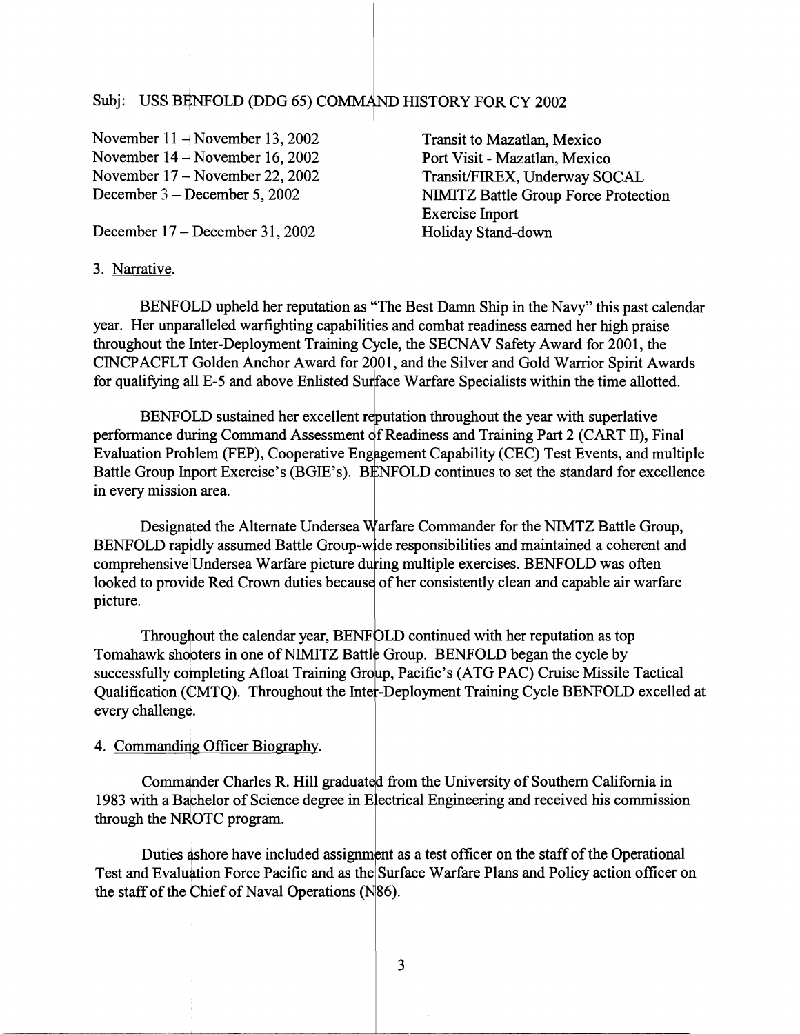Subj: USS BENFOLD (DDG 65) COMMAND HISTORY FOR CY 2002

| | |
|---|---|
| November 11 – November 13, 2002 | Transit to Mazatlan, Mexico |
| November 14 – November 16, 2002 | Port Visit - Mazatlan, Mexico |
| November 17 – November 22, 2002 | Transit/FIREX, Underway SOCAL |
| December 3 – December 5, 2002 | NIMITZ Battle Group Force Protection Exercise Inport |
| December 17 – December 31, 2002 | Holiday Stand-down |

3. Narrative.

BENFOLD upheld her reputation as "The Best Damn Ship in the Navy" this past calendar year. Her unparalleled warfighting capabilities and combat readiness earned her high praise throughout the Inter-Deployment Training Cycle, the SECNAV Safety Award for 2001, the CINCPACFLT Golden Anchor Award for 2001, and the Silver and Gold Warrior Spirit Awards for qualifying all E-5 and above Enlisted Surface Warfare Specialists within the time allotted.

BENFOLD sustained her excellent reputation throughout the year with superlative performance during Command Assessment of Readiness and Training Part 2 (CART II), Final Evaluation Problem (FEP), Cooperative Engagement Capability (CEC) Test Events, and multiple Battle Group Inport Exercise's (BGIE's). BENFOLD continues to set the standard for excellence in every mission area.

Designated the Alternate Undersea Warfare Commander for the NIMTZ Battle Group, BENFOLD rapidly assumed Battle Group-wide responsibilities and maintained a coherent and comprehensive Undersea Warfare picture during multiple exercises. BENFOLD was often looked to provide Red Crown duties because of her consistently clean and capable air warfare picture.

Throughout the calendar year, BENFOLD continued with her reputation as top Tomahawk shooters in one of NIMITZ Battle Group. BENFOLD began the cycle by successfully completing Afloat Training Group, Pacific's (ATG PAC) Cruise Missile Tactical Qualification (CMTQ). Throughout the Inter-Deployment Training Cycle BENFOLD excelled at every challenge.

4. Commanding Officer Biography.

Commander Charles R. Hill graduated from the University of Southern California in 1983 with a Bachelor of Science degree in Electrical Engineering and received his commission through the NROTC program.

Duties ashore have included assignment as a test officer on the staff of the Operational Test and Evaluation Force Pacific and as the Surface Warfare Plans and Policy action officer on the staff of the Chief of Naval Operations (N86).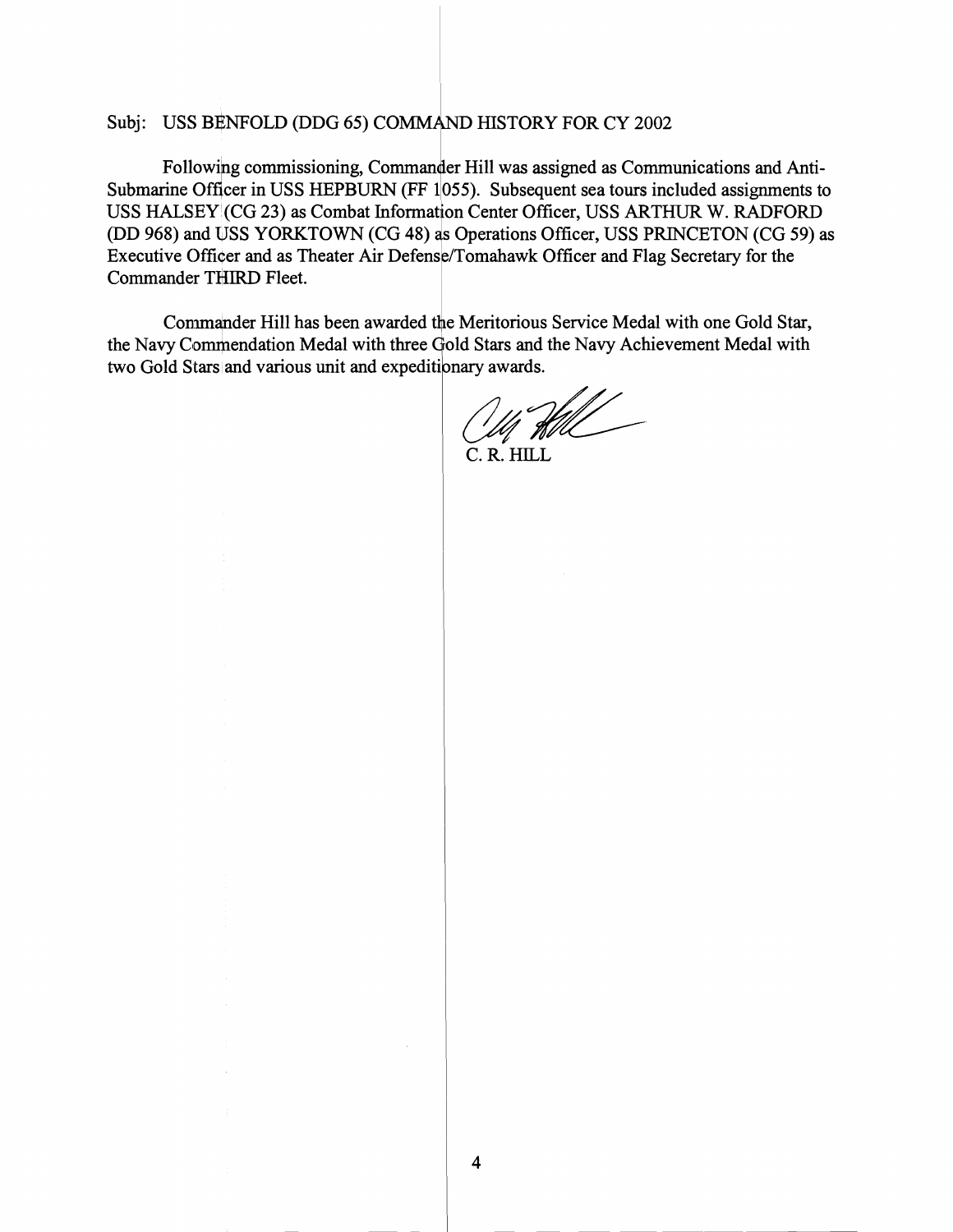Subj: USS BENFOLD (DDG 65) COMMAND HISTORY FOR CY 2002

Following commissioning, Commander Hill was assigned as Communications and Anti-Submarine Officer in USS HEPBURN (FF 1055). Subsequent sea tours included assignments to USS HALSEY (CG 23) as Combat Information Center Officer, USS ARTHUR W. RADFORD (DD 968) and USS YORKTOWN (CG 48) as Operations Officer, USS PRINCETON (CG 59) as Executive Officer and as Theater Air Defense/Tomahawk Officer and Flag Secretary for the Commander THIRD Fleet.

Commander Hill has been awarded the Meritorious Service Medal with one Gold Star, the Navy Commendation Medal with three Gold Stars and the Navy Achievement Medal with two Gold Stars and various unit and expeditionary awards.

C. R. HILL